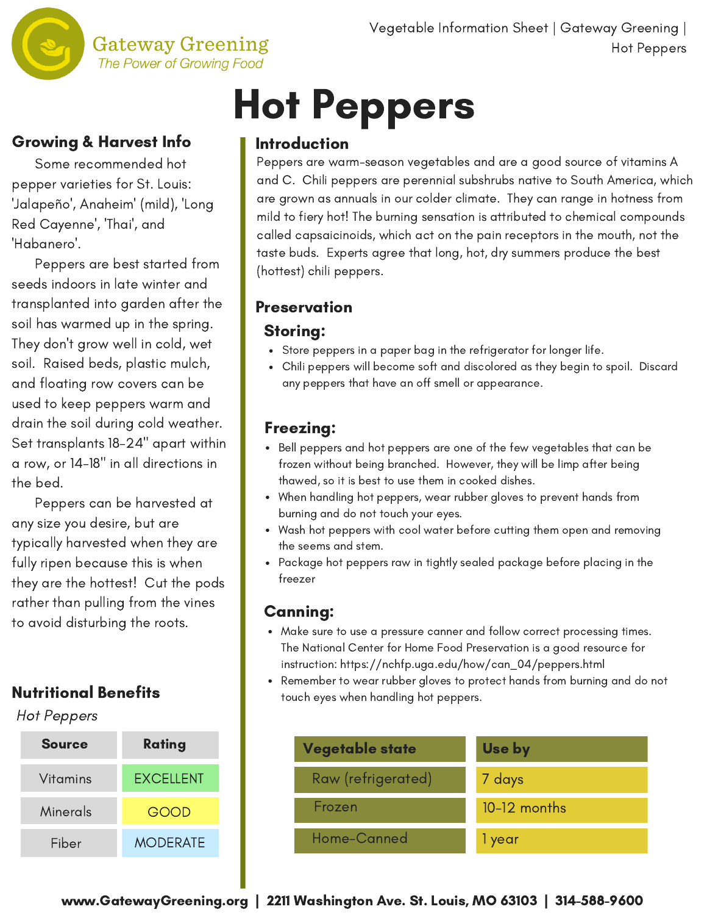# Hot Peppers

## Growing & Harvest Info

Some recommended hot pepper varieties for St. Louis: 'Jalapeño', Anaheim' (mild), 'Long Red Cayenne', 'Thai', and 'Habanero'.

Peppers are best started from seeds indoors in late winter and transplanted into garden after the soil has warmed up in the spring. They don't grow well in cold, wet soil. Raised beds, plastic mulch, and floating row covers can be used to keep peppers warm and drain the soil during cold weather. Set transplants 18-24" apart within a row, or 14-18" in all directions in the bed.

Peppers can be harvested at any size you desire, but are typically harvested when they are fully ripen because this is when they are the hottest! Cut the pods rather than pulling from the vines to avoid disturbing the roots.

## Nutritional Benefits

*Hot Peppers*

| Source | Rating |
|---|---|
| Vitamins | EXCELLENT |
| Minerals | GOOD |
| Fiber | MODERATE |

## Introduction

Peppers are warm-season vegetables and are a good source of vitamins A and C. Chili peppers are perennial subshrubs native to South America, which are grown as annuals in our colder climate. They can range in hotness from mild to fiery hot! The burning sensation is attributed to chemical compounds called capsaicinoids, which act on the pain receptors in the mouth, not the taste buds. Experts agree that long, hot, dry summers produce the best (hottest) chili peppers.

## Preservation

### Storing:

- Store peppers in a paper bag in the refrigerator for longer life.
- Chili peppers will become soft and discolored as they begin to spoil. Discard any peppers that have an off smell or appearance.

### Freezing:

- Bell peppers and hot peppers are one of the few vegetables that can be frozen without being branched. However, they will be limp after being thawed, so it is best to use them in cooked dishes.
- When handling hot peppers, wear rubber gloves to prevent hands from burning and do not touch your eyes.
- Wash hot peppers with cool water before cutting them open and removing the seems and stem.
- Package hot peppers raw in tightly sealed package before placing in the freezer

### Canning:

- Make sure to use a pressure canner and follow correct processing times. The National Center for Home Food Preservation is a good resource for instruction: https://nchfp.uga.edu/how/can_04/peppers.html
- Remember to wear rubber gloves to protect hands from burning and do not touch eyes when handling hot peppers.

| Vegetable state | Use by |
|---|---|
| Raw (refrigerated) | 7 days |
| Frozen | 10-12 months |
| Home-Canned | 1 year |

**www.GatewayGreening.org | 2211 Washington Ave. St. Louis, MO 63103 | 314-588-9600**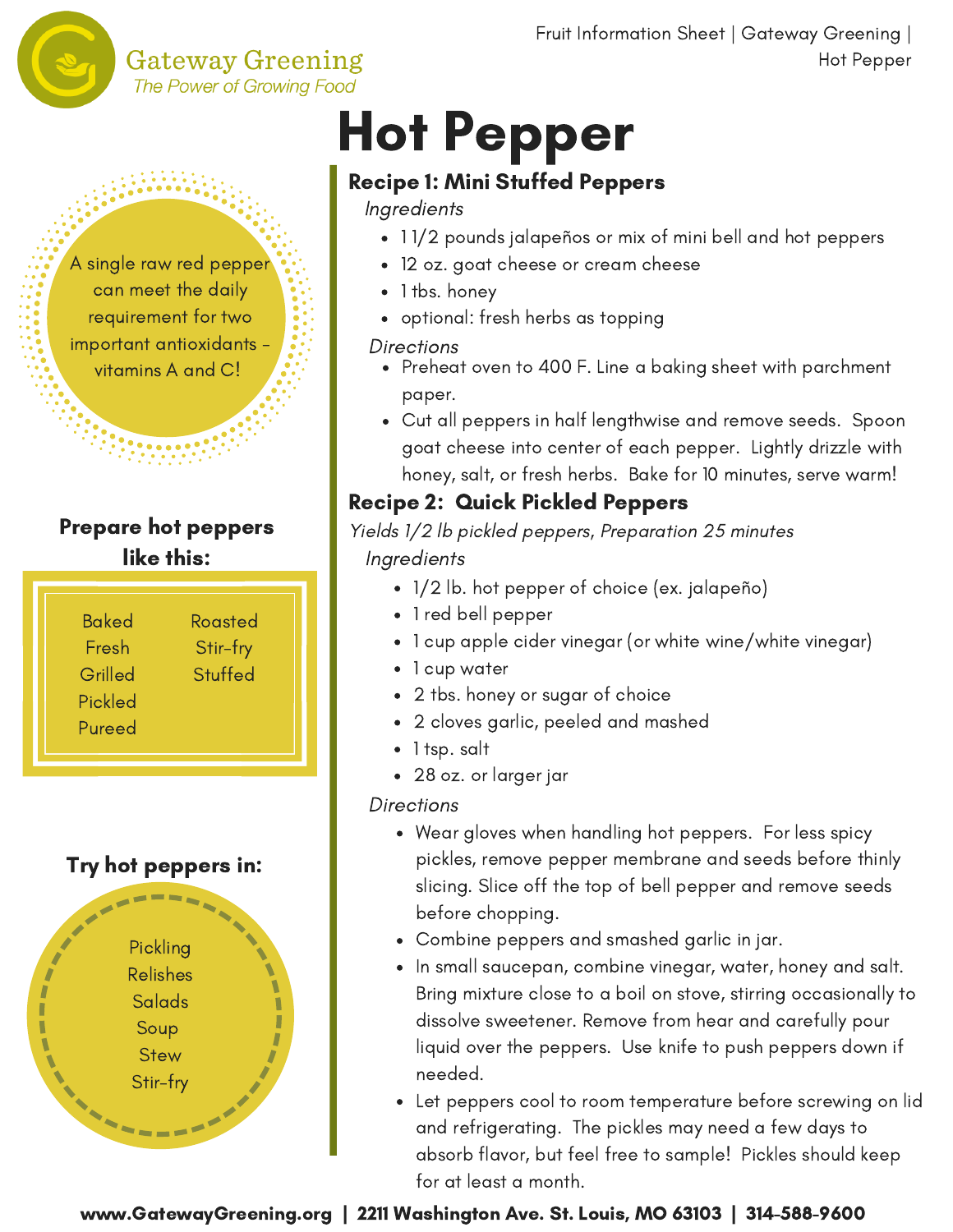# Hot Pepper

A single raw red pepper can meet the daily requirement for two important antioxidants – vitamins A and C!

### Prepare hot peppers like this:

| | |
|---|---|
| Baked | Roasted |
| Fresh | Stir-fry |
| Grilled | Stuffed |
| Pickled | |
| Pureed | |

### Try hot peppers in:

Pickling
Relishes
Salads
Soup
Stew
Stir-fry

## Recipe 1: Mini Stuffed Peppers

*Ingredients*

- 1 1/2 pounds jalapeños or mix of mini bell and hot peppers
- 12 oz. goat cheese or cream cheese
- 1 tbs. honey
- optional: fresh herbs as topping

*Directions*

- Preheat oven to 400 F. Line a baking sheet with parchment paper.
- Cut all peppers in half lengthwise and remove seeds. Spoon goat cheese into center of each pepper. Lightly drizzle with honey, salt, or fresh herbs. Bake for 10 minutes, serve warm!

## Recipe 2: Quick Pickled Peppers

*Yields 1/2 lb pickled peppers, Preparation 25 minutes*

*Ingredients*

- 1/2 lb. hot pepper of choice (ex. jalapeño)
- 1 red bell pepper
- 1 cup apple cider vinegar (or white wine/white vinegar)
- 1 cup water
- 2 tbs. honey or sugar of choice
- 2 cloves garlic, peeled and mashed
- 1 tsp. salt
- 28 oz. or larger jar

*Directions*

- Wear gloves when handling hot peppers. For less spicy pickles, remove pepper membrane and seeds before thinly slicing. Slice off the top of bell pepper and remove seeds before chopping.
- Combine peppers and smashed garlic in jar.
- In small saucepan, combine vinegar, water, honey and salt. Bring mixture close to a boil on stove, stirring occasionally to dissolve sweetener. Remove from hear and carefully pour liquid over the peppers. Use knife to push peppers down if needed.
- Let peppers cool to room temperature before screwing on lid and refrigerating. The pickles may need a few days to absorb flavor, but feel free to sample! Pickles should keep for at least a month.

**www.GatewayGreening.org | 2211 Washington Ave. St. Louis, MO 63103 | 314-588-9600**